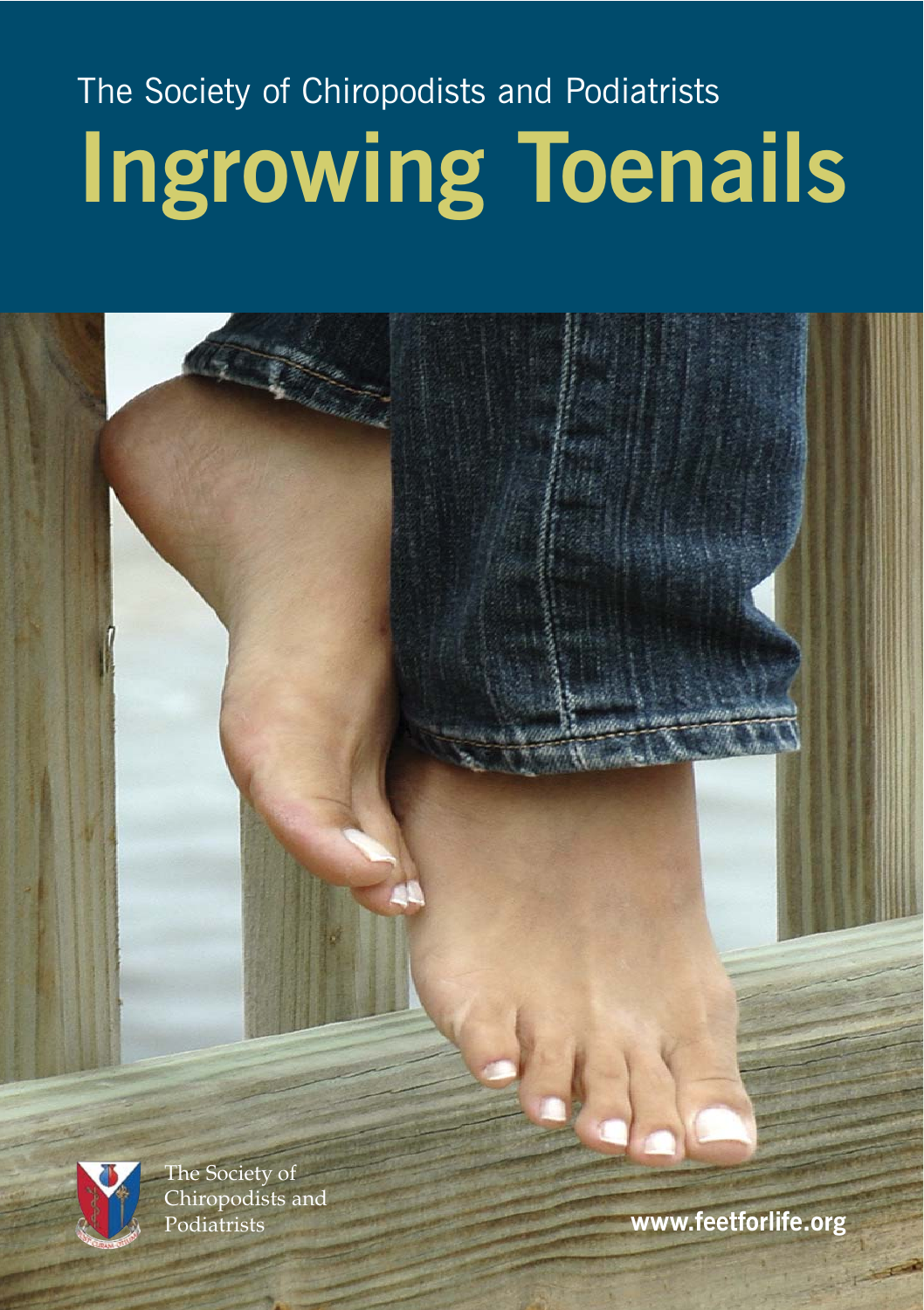The Society of Chiropodists and Podiatrists

# Ingrowing Toenails

The Society of Chiropodists and Podiatrists

www.feetforlife.org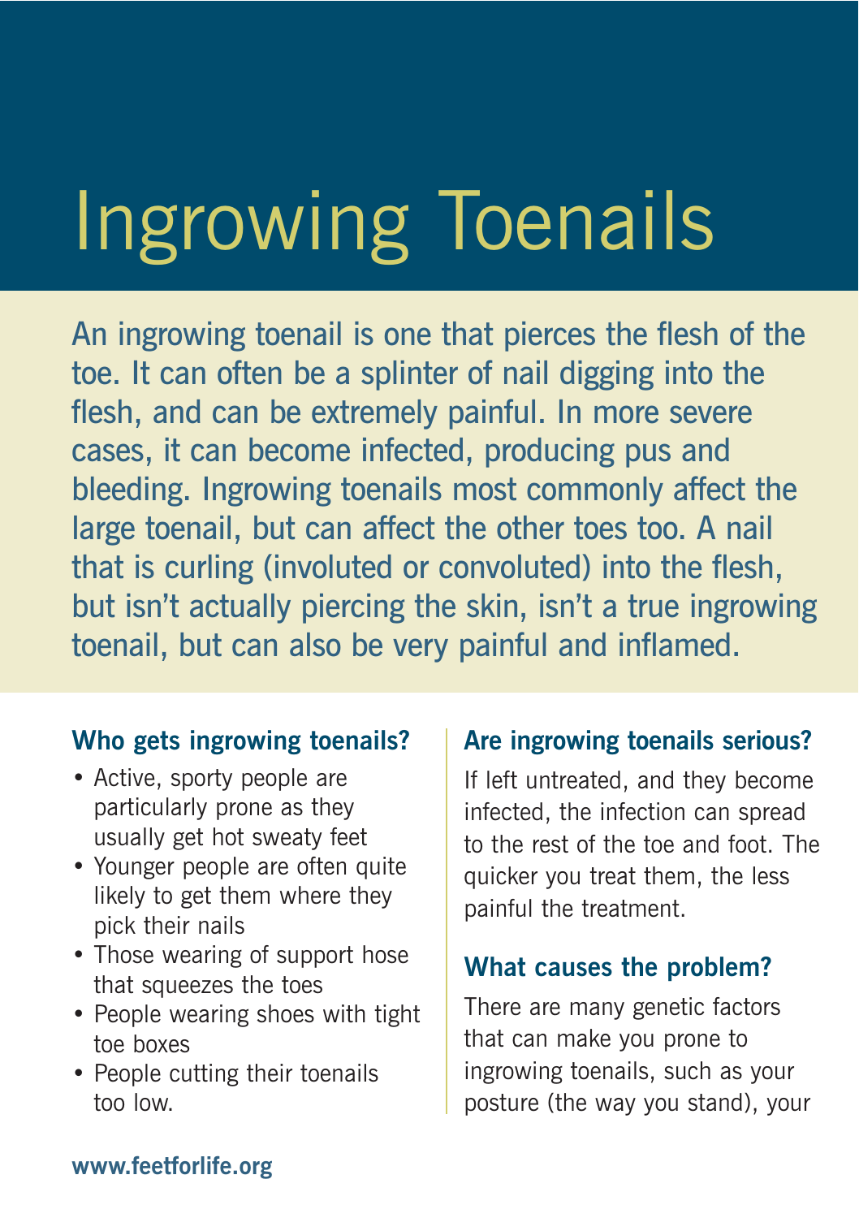# Ingrowing Toenails

An ingrowing toenail is one that pierces the flesh of the toe. It can often be a splinter of nail digging into the flesh, and can be extremely painful. In more severe cases, it can become infected, producing pus and bleeding. Ingrowing toenails most commonly affect the large toenail, but can affect the other toes too. A nail that is curling (involuted or convoluted) into the flesh, but isn't actually piercing the skin, isn't a true ingrowing toenail, but can also be very painful and inflamed.

### Who gets ingrowing toenails?

- Active, sporty people are particularly prone as they usually get hot sweaty feet
- Younger people are often quite likely to get them where they pick their nails
- Those wearing of support hose that squeezes the toes
- People wearing shoes with tight toe boxes
- People cutting their toenails too low.

### Are ingrowing toenails serious?

If left untreated, and they become infected, the infection can spread to the rest of the toe and foot. The quicker you treat them, the less painful the treatment.

### What causes the problem?

There are many genetic factors that can make you prone to ingrowing toenails, such as your posture (the way you stand), your

www.feetforlife.org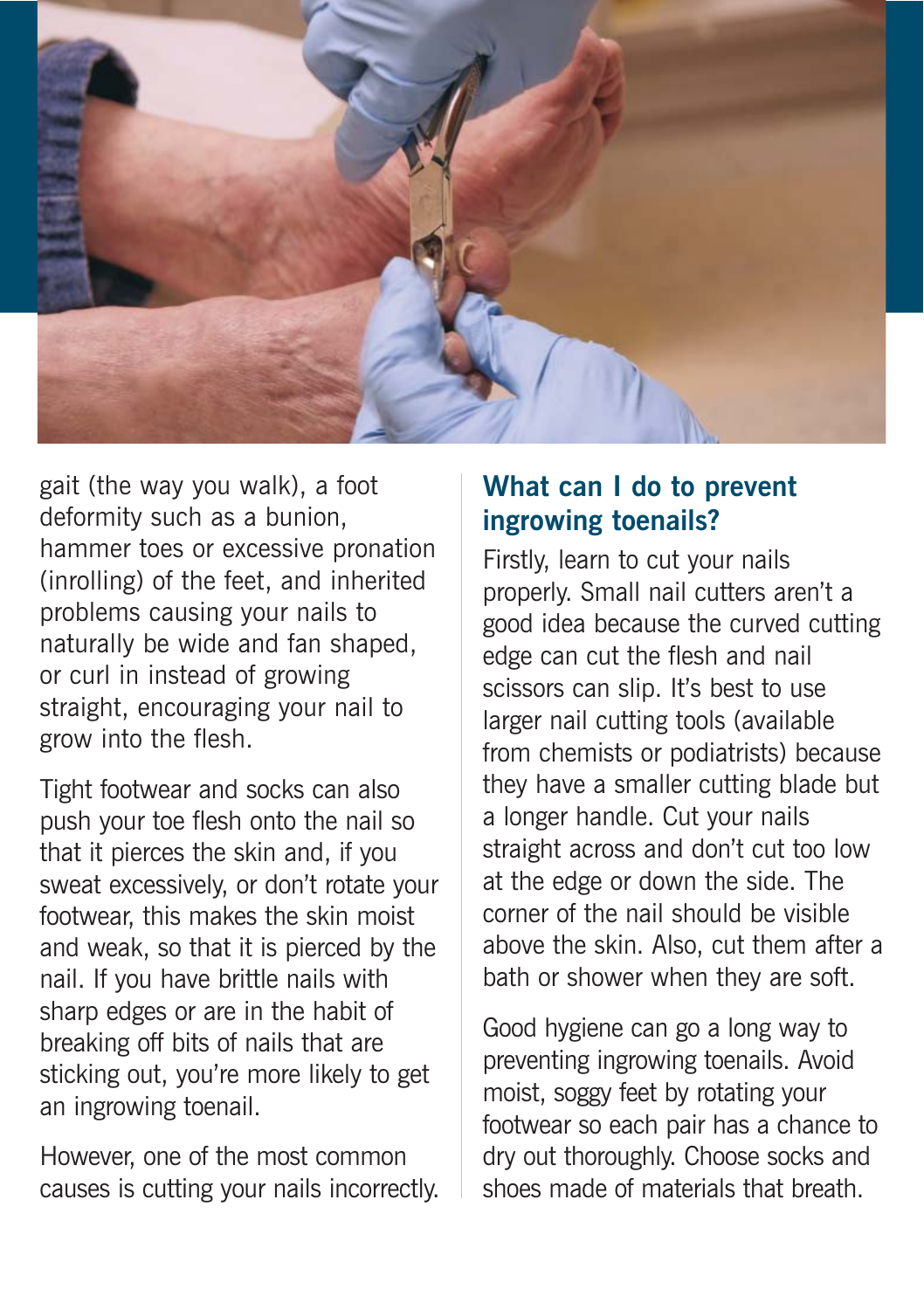gait (the way you walk), a foot deformity such as a bunion, hammer toes or excessive pronation (inrolling) of the feet, and inherited problems causing your nails to naturally be wide and fan shaped, or curl in instead of growing straight, encouraging your nail to grow into the flesh.

Tight footwear and socks can also push your toe flesh onto the nail so that it pierces the skin and, if you sweat excessively, or don't rotate your footwear, this makes the skin moist and weak, so that it is pierced by the nail. If you have brittle nails with sharp edges or are in the habit of breaking off bits of nails that are sticking out, you're more likely to get an ingrowing toenail.

However, one of the most common causes is cutting your nails incorrectly.

## What can I do to prevent ingrowing toenails?

Firstly, learn to cut your nails properly. Small nail cutters aren't a good idea because the curved cutting edge can cut the flesh and nail scissors can slip. It's best to use larger nail cutting tools (available from chemists or podiatrists) because they have a smaller cutting blade but a longer handle. Cut your nails straight across and don't cut too low at the edge or down the side. The corner of the nail should be visible above the skin. Also, cut them after a bath or shower when they are soft.

Good hygiene can go a long way to preventing ingrowing toenails. Avoid moist, soggy feet by rotating your footwear so each pair has a chance to dry out thoroughly. Choose socks and shoes made of materials that breath.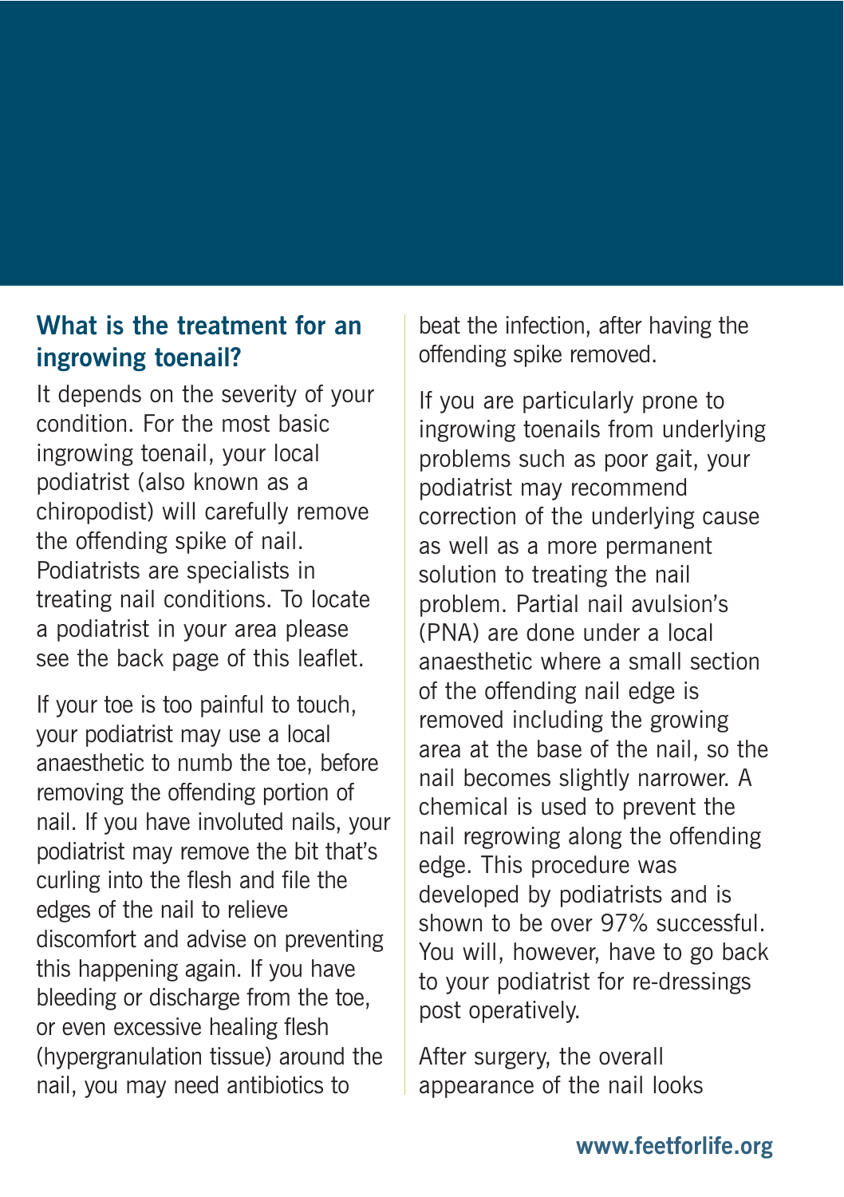## What is the treatment for an ingrowing toenail?

It depends on the severity of your condition. For the most basic ingrowing toenail, your local podiatrist (also known as a chiropodist) will carefully remove the offending spike of nail. Podiatrists are specialists in treating nail conditions. To locate a podiatrist in your area please see the back page of this leaflet.

If your toe is too painful to touch, your podiatrist may use a local anaesthetic to numb the toe, before removing the offending portion of nail. If you have involuted nails, your podiatrist may remove the bit that's curling into the flesh and file the edges of the nail to relieve discomfort and advise on preventing this happening again. If you have bleeding or discharge from the toe, or even excessive healing flesh (hypergranulation tissue) around the nail, you may need antibiotics to beat the infection, after having the offending spike removed.

If you are particularly prone to ingrowing toenails from underlying problems such as poor gait, your podiatrist may recommend correction of the underlying cause as well as a more permanent solution to treating the nail problem. Partial nail avulsion's (PNA) are done under a local anaesthetic where a small section of the offending nail edge is removed including the growing area at the base of the nail, so the nail becomes slightly narrower. A chemical is used to prevent the nail regrowing along the offending edge. This procedure was developed by podiatrists and is shown to be over 97% successful. You will, however, have to go back to your podiatrist for re-dressings post operatively.

After surgery, the overall appearance of the nail looks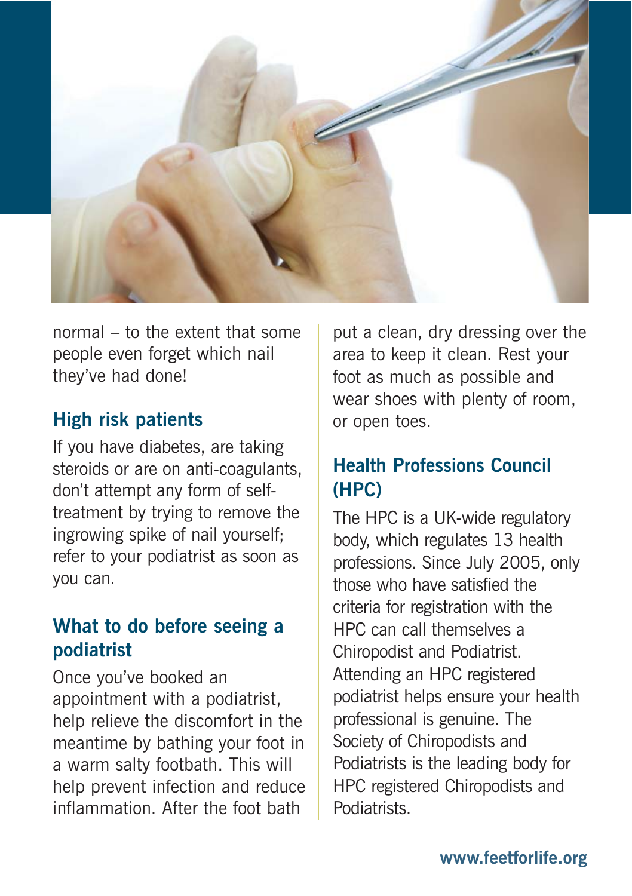normal – to the extent that some people even forget which nail they've had done!

### High risk patients

If you have diabetes, are taking steroids or are on anti-coagulants, don't attempt any form of self-treatment by trying to remove the ingrowing spike of nail yourself; refer to your podiatrist as soon as you can.

### What to do before seeing a podiatrist

Once you've booked an appointment with a podiatrist, help relieve the discomfort in the meantime by bathing your foot in a warm salty footbath. This will help prevent infection and reduce inflammation. After the foot bath put a clean, dry dressing over the area to keep it clean. Rest your foot as much as possible and wear shoes with plenty of room, or open toes.

### Health Professions Council (HPC)

The HPC is a UK-wide regulatory body, which regulates 13 health professions. Since July 2005, only those who have satisfied the criteria for registration with the HPC can call themselves a Chiropodist and Podiatrist. Attending an HPC registered podiatrist helps ensure your health professional is genuine. The Society of Chiropodists and Podiatrists is the leading body for HPC registered Chiropodists and Podiatrists.

**www.feetforlife.org**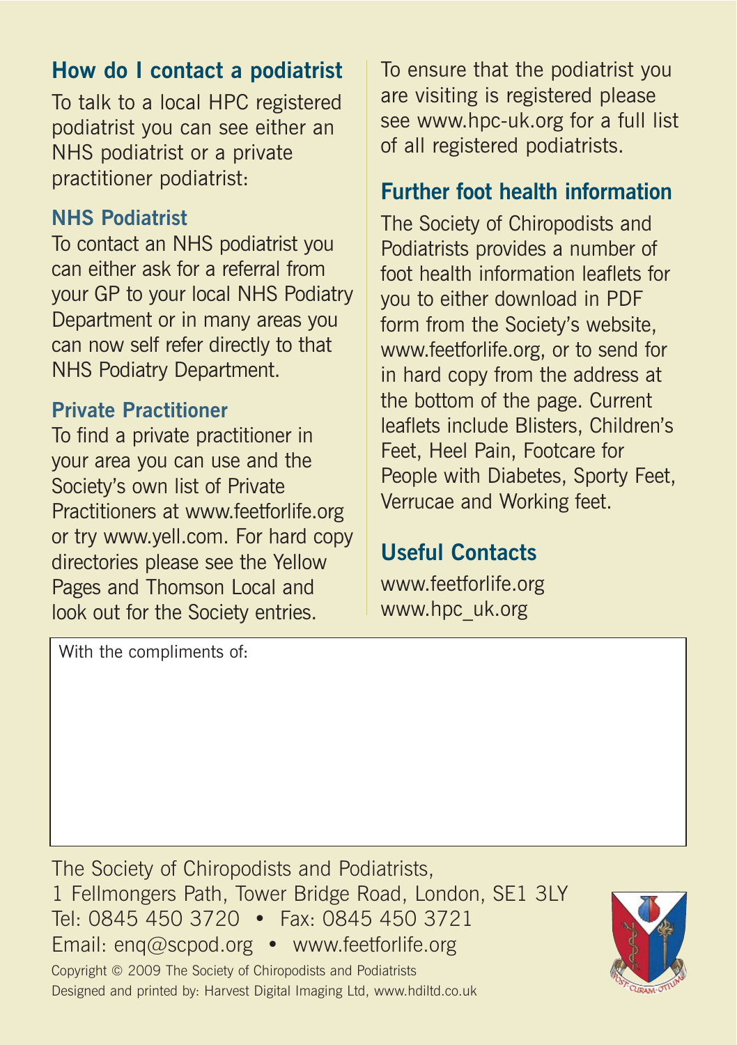## How do I contact a podiatrist

To talk to a local HPC registered podiatrist you can see either an NHS podiatrist or a private practitioner podiatrist:

### NHS Podiatrist

To contact an NHS podiatrist you can either ask for a referral from your GP to your local NHS Podiatry Department or in many areas you can now self refer directly to that NHS Podiatry Department.

### Private Practitioner

To find a private practitioner in your area you can use and the Society's own list of Private Practitioners at www.feetforlife.org or try www.yell.com. For hard copy directories please see the Yellow Pages and Thomson Local and look out for the Society entries.

To ensure that the podiatrist you are visiting is registered please see www.hpc-uk.org for a full list of all registered podiatrists.

## Further foot health information

The Society of Chiropodists and Podiatrists provides a number of foot health information leaflets for you to either download in PDF form from the Society's website, www.feetforlife.org, or to send for in hard copy from the address at the bottom of the page. Current leaflets include Blisters, Children's Feet, Heel Pain, Footcare for People with Diabetes, Sporty Feet, Verrucae and Working feet.

## Useful Contacts

www.feetforlife.org
www.hpc_uk.org

With the compliments of:

The Society of Chiropodists and Podiatrists,
1 Fellmongers Path, Tower Bridge Road, London, SE1 3LY
Tel: 0845 450 3720 • Fax: 0845 450 3721
Email: enq@scpod.org • www.feetforlife.org

Copyright © 2009 The Society of Chiropodists and Podiatrists
Designed and printed by: Harvest Digital Imaging Ltd, www.hdiltd.co.uk